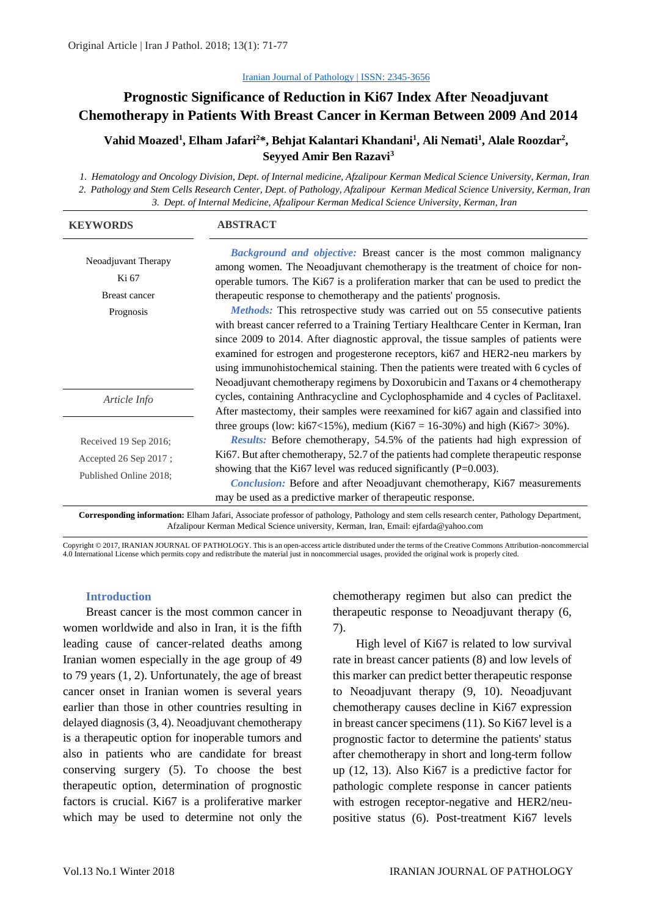Iranian Journal of Pathology | ISSN: 2345-3656

# Prognostic Significance of Reduction in Ki67 Index After Neoadjuvant Chemotherapy in Patients With Breast Cancer in Kerman Between 2009 And 2014

**Vahid Moazed[1], Elham Jafari[2]*, Behjat Kalantari Khandani[1], Ali Nemati[1], Alale Roozdar[2], Seyyed Amir Ben Razavi[3]**

*1. Hematology and Oncology Division, Dept. of Internal medicine, Afzalipour Kerman Medical Science University, Kerman, Iran*
*2. Pathology and Stem Cells Research Center, Dept. of Pathology, Afzalipour Kerman Medical Science University, Kerman, Iran*
*3. Dept. of Internal Medicine, Afzalipour Kerman Medical Science University, Kerman, Iran*

**KEYWORDS**

Neoadjuvant Therapy
Ki 67
Breast cancer
Prognosis

*Article Info*

Received 19 Sep 2016;
Accepted 26 Sep 2017 ;
Published Online 2018;

**ABSTRACT**

***Background and objective:*** Breast cancer is the most common malignancy among women. The Neoadjuvant chemotherapy is the treatment of choice for non-operable tumors. The Ki67 is a proliferation marker that can be used to predict the therapeutic response to chemotherapy and the patients' prognosis.

***Methods:*** This retrospective study was carried out on 55 consecutive patients with breast cancer referred to a Training Tertiary Healthcare Center in Kerman, Iran since 2009 to 2014. After diagnostic approval, the tissue samples of patients were examined for estrogen and progesterone receptors, ki67 and HER2-neu markers by using immunohistochemical staining. Then the patients were treated with 6 cycles of Neoadjuvant chemotherapy regimens by Doxorubicin and Taxans or 4 chemotherapy cycles, containing Anthracycline and Cyclophosphamide and 4 cycles of Paclitaxel. After mastectomy, their samples were reexamined for ki67 again and classified into three groups (low: ki67<15%), medium (Ki67 = 16-30%) and high (Ki67> 30%).

***Results:*** Before chemotherapy, 54.5% of the patients had high expression of Ki67. But after chemotherapy, 52.7 of the patients had complete therapeutic response showing that the Ki67 level was reduced significantly (P=0.003).

***Conclusion:*** Before and after Neoadjuvant chemotherapy, Ki67 measurements may be used as a predictive marker of therapeutic response.

**Corresponding information:** Elham Jafari, Associate professor of pathology, Pathology and stem cells research center, Pathology Department, Afzalipour Kerman Medical Science university, Kerman, Iran, Email: ejfarda@yahoo.com

Copyright © 2017, IRANIAN JOURNAL OF PATHOLOGY. This is an open-access article distributed under the terms of the Creative Commons Attribution-noncommercial 4.0 International License which permits copy and redistribute the material just in noncommercial usages, provided the original work is properly cited.

## Introduction

Breast cancer is the most common cancer in women worldwide and also in Iran, it is the fifth leading cause of cancer-related deaths among Iranian women especially in the age group of 49 to 79 years (1, 2). Unfortunately, the age of breast cancer onset in Iranian women is several years earlier than those in other countries resulting in delayed diagnosis (3, 4). Neoadjuvant chemotherapy is a therapeutic option for inoperable tumors and also in patients who are candidate for breast conserving surgery (5). To choose the best therapeutic option, determination of prognostic factors is crucial. Ki67 is a proliferative marker which may be used to determine not only the chemotherapy regimen but also can predict the therapeutic response to Neoadjuvant therapy (6, 7).

High level of Ki67 is related to low survival rate in breast cancer patients (8) and low levels of this marker can predict better therapeutic response to Neoadjuvant therapy (9, 10). Neoadjuvant chemotherapy causes decline in Ki67 expression in breast cancer specimens (11). So Ki67 level is a prognostic factor to determine the patients' status after chemotherapy in short and long-term follow up (12, 13). Also Ki67 is a predictive factor for pathologic complete response in cancer patients with estrogen receptor-negative and HER2/neu-positive status (6). Post-treatment Ki67 levels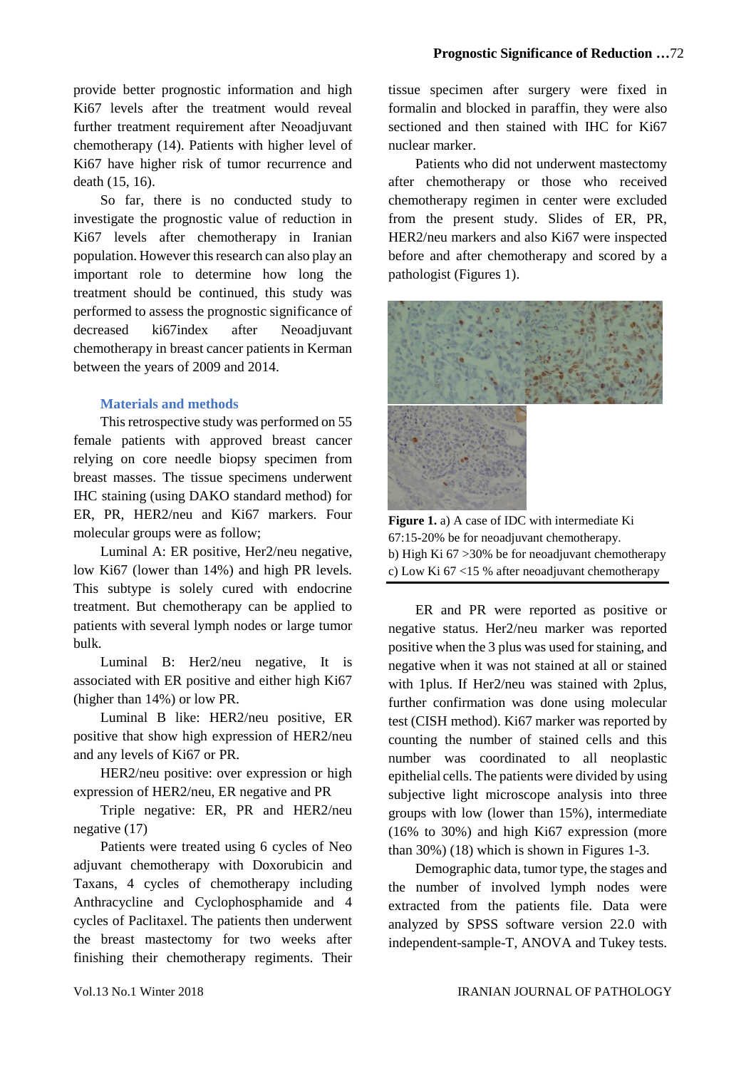provide better prognostic information and high Ki67 levels after the treatment would reveal further treatment requirement after Neoadjuvant chemotherapy (14). Patients with higher level of Ki67 have higher risk of tumor recurrence and death (15, 16).

So far, there is no conducted study to investigate the prognostic value of reduction in Ki67 levels after chemotherapy in Iranian population. However this research can also play an important role to determine how long the treatment should be continued, this study was performed to assess the prognostic significance of decreased ki67index after Neoadjuvant chemotherapy in breast cancer patients in Kerman between the years of 2009 and 2014.

## Materials and methods

This retrospective study was performed on 55 female patients with approved breast cancer relying on core needle biopsy specimen from breast masses. The tissue specimens underwent IHC staining (using DAKO standard method) for ER, PR, HER2/neu and Ki67 markers. Four molecular groups were as follow;

Luminal A: ER positive, Her2/neu negative, low Ki67 (lower than 14%) and high PR levels. This subtype is solely cured with endocrine treatment. But chemotherapy can be applied to patients with several lymph nodes or large tumor bulk.

Luminal B: Her2/neu negative, It is associated with ER positive and either high Ki67 (higher than 14%) or low PR.

Luminal B like: HER2/neu positive, ER positive that show high expression of HER2/neu and any levels of Ki67 or PR.

HER2/neu positive: over expression or high expression of HER2/neu, ER negative and PR

Triple negative: ER, PR and HER2/neu negative (17)

Patients were treated using 6 cycles of Neo adjuvant chemotherapy with Doxorubicin and Taxans, 4 cycles of chemotherapy including Anthracycline and Cyclophosphamide and 4 cycles of Paclitaxel. The patients then underwent the breast mastectomy for two weeks after finishing their chemotherapy regiments. Their tissue specimen after surgery were fixed in formalin and blocked in paraffin, they were also sectioned and then stained with IHC for Ki67 nuclear marker.

Patients who did not underwent mastectomy after chemotherapy or those who received chemotherapy regimen in center were excluded from the present study. Slides of ER, PR, HER2/neu markers and also Ki67 were inspected before and after chemotherapy and scored by a pathologist (Figures 1).

**Figure 1.** a) A case of IDC with intermediate Ki 67:15-20% be for neoadjuvant chemotherapy.
b) High Ki 67 >30% be for neoadjuvant chemotherapy
c) Low Ki 67 <15 % after neoadjuvant chemotherapy

ER and PR were reported as positive or negative status. Her2/neu marker was reported positive when the 3 plus was used for staining, and negative when it was not stained at all or stained with 1plus. If Her2/neu was stained with 2plus, further confirmation was done using molecular test (CISH method). Ki67 marker was reported by counting the number of stained cells and this number was coordinated to all neoplastic epithelial cells. The patients were divided by using subjective light microscope analysis into three groups with low (lower than 15%), intermediate (16% to 30%) and high Ki67 expression (more than 30%) (18) which is shown in Figures 1-3.

Demographic data, tumor type, the stages and the number of involved lymph nodes were extracted from the patients file. Data were analyzed by SPSS software version 22.0 with independent-sample-T, ANOVA and Tukey tests.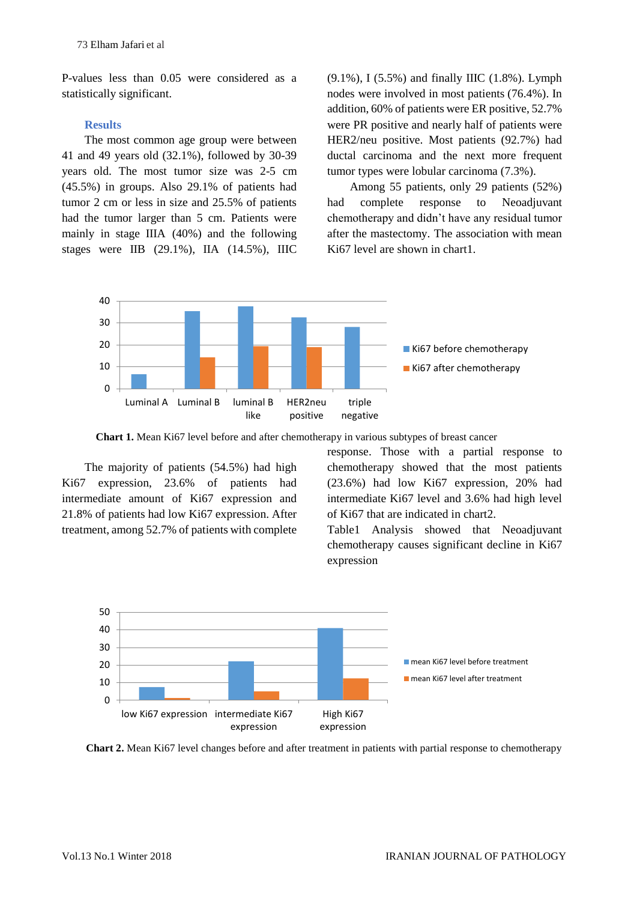P-values less than 0.05 were considered as a statistically significant.

## Results

The most common age group were between 41 and 49 years old (32.1%), followed by 30-39 years old. The most tumor size was 2-5 cm (45.5%) in groups. Also 29.1% of patients had tumor 2 cm or less in size and 25.5% of patients had the tumor larger than 5 cm. Patients were mainly in stage IIIA (40%) and the following stages were IIB (29.1%), IIA (14.5%), IIIC (9.1%), I (5.5%) and finally IIIC (1.8%). Lymph nodes were involved in most patients (76.4%). In addition, 60% of patients were ER positive, 52.7% were PR positive and nearly half of patients were HER2/neu positive. Most patients (92.7%) had ductal carcinoma and the next more frequent tumor types were lobular carcinoma (7.3%).

Among 55 patients, only 29 patients (52%) had complete response to Neoadjuvant chemotherapy and didn't have any residual tumor after the mastectomy. The association with mean Ki67 level are shown in chart1.

**Chart 1.** Mean Ki67 level before and after chemotherapy in various subtypes of breast cancer

The majority of patients (54.5%) had high Ki67 expression, 23.6% of patients had intermediate amount of Ki67 expression and 21.8% of patients had low Ki67 expression. After treatment, among 52.7% of patients with complete response. Those with a partial response to chemotherapy showed that the most patients (23.6%) had low Ki67 expression, 20% had intermediate Ki67 level and 3.6% had high level of Ki67 that are indicated in chart2.

Table1 Analysis showed that Neoadjuvant chemotherapy causes significant decline in Ki67 expression

**Chart 2.** Mean Ki67 level changes before and after treatment in patients with partial response to chemotherapy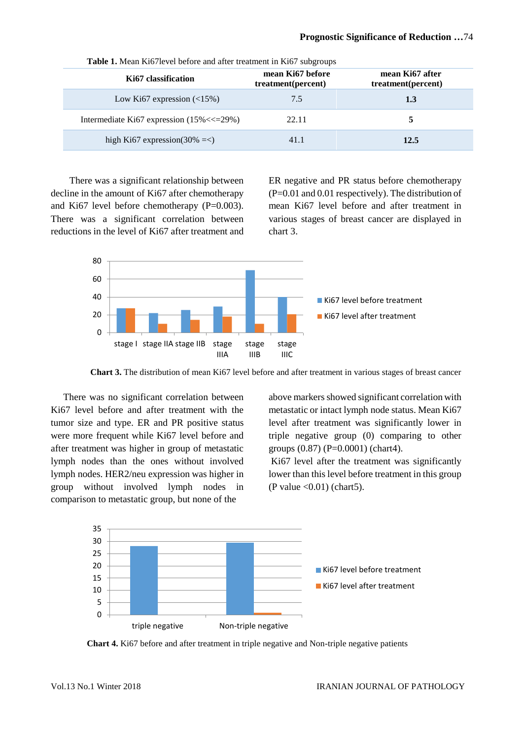**Table 1.** Mean Ki67level before and after treatment in Ki67 subgroups

| Ki67 classification | mean Ki67 before treatment(percent) | mean Ki67 after treatment(percent) |
|---|---|---|
| Low Ki67 expression (<15%) | 7.5 | **1.3** |
| Intermediate Ki67 expression (15%<<=29%) | 22.11 | **5** |
| high Ki67 expression(30% =<) | 41.1 | **12.5** |

There was a significant relationship between decline in the amount of Ki67 after chemotherapy and Ki67 level before chemotherapy (P=0.003). There was a significant correlation between reductions in the level of Ki67 after treatment and ER negative and PR status before chemotherapy (P=0.01 and 0.01 respectively). The distribution of mean Ki67 level before and after treatment in various stages of breast cancer are displayed in chart 3.

**Chart 3.** The distribution of mean Ki67 level before and after treatment in various stages of breast cancer

There was no significant correlation between Ki67 level before and after treatment with the tumor size and type. ER and PR positive status were more frequent while Ki67 level before and after treatment was higher in group of metastatic lymph nodes than the ones without involved lymph nodes. HER2/neu expression was higher in group without involved lymph nodes in comparison to metastatic group, but none of the above markers showed significant correlation with metastatic or intact lymph node status. Mean Ki67 level after treatment was significantly lower in triple negative group (0) comparing to other groups (0.87) (P=0.0001) (chart4).

Ki67 level after the treatment was significantly lower than this level before treatment in this group (P value <0.01) (chart5).

**Chart 4.** Ki67 before and after treatment in triple negative and Non-triple negative patients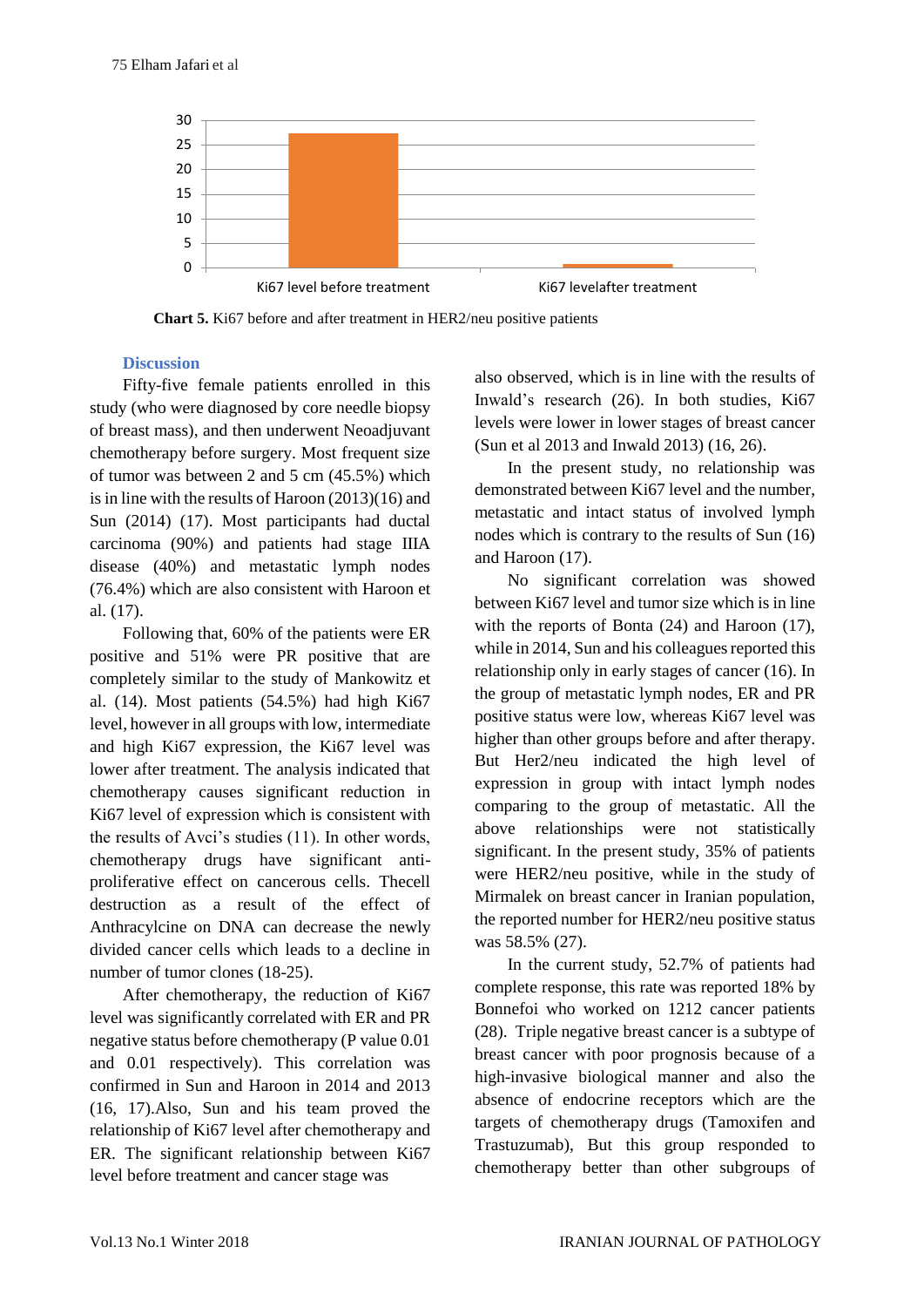**Chart 5.** Ki67 before and after treatment in HER2/neu positive patients

## Discussion

Fifty-five female patients enrolled in this study (who were diagnosed by core needle biopsy of breast mass), and then underwent Neoadjuvant chemotherapy before surgery. Most frequent size of tumor was between 2 and 5 cm (45.5%) which is in line with the results of Haroon (2013)(16) and Sun (2014) (17). Most participants had ductal carcinoma (90%) and patients had stage IIIA disease (40%) and metastatic lymph nodes (76.4%) which are also consistent with Haroon et al. (17).

Following that, 60% of the patients were ER positive and 51% were PR positive that are completely similar to the study of Mankowitz et al. (14). Most patients (54.5%) had high Ki67 level, however in all groups with low, intermediate and high Ki67 expression, the Ki67 level was lower after treatment. The analysis indicated that chemotherapy causes significant reduction in Ki67 level of expression which is consistent with the results of Avci's studies (11). In other words, chemotherapy drugs have significant anti-proliferative effect on cancerous cells. Thecell destruction as a result of the effect of Anthracylcine on DNA can decrease the newly divided cancer cells which leads to a decline in number of tumor clones (18-25).

After chemotherapy, the reduction of Ki67 level was significantly correlated with ER and PR negative status before chemotherapy (P value 0.01 and 0.01 respectively). This correlation was confirmed in Sun and Haroon in 2014 and 2013 (16, 17).Also, Sun and his team proved the relationship of Ki67 level after chemotherapy and ER. The significant relationship between Ki67 level before treatment and cancer stage was also observed, which is in line with the results of Inwald's research (26). In both studies, Ki67 levels were lower in lower stages of breast cancer (Sun et al 2013 and Inwald 2013) (16, 26).

In the present study, no relationship was demonstrated between Ki67 level and the number, metastatic and intact status of involved lymph nodes which is contrary to the results of Sun (16) and Haroon (17).

No significant correlation was showed between Ki67 level and tumor size which is in line with the reports of Bonta (24) and Haroon (17), while in 2014, Sun and his colleagues reported this relationship only in early stages of cancer (16). In the group of metastatic lymph nodes, ER and PR positive status were low, whereas Ki67 level was higher than other groups before and after therapy. But Her2/neu indicated the high level of expression in group with intact lymph nodes comparing to the group of metastatic. All the above relationships were not statistically significant. In the present study, 35% of patients were HER2/neu positive, while in the study of Mirmalek on breast cancer in Iranian population, the reported number for HER2/neu positive status was 58.5% (27).

In the current study, 52.7% of patients had complete response, this rate was reported 18% by Bonnefoi who worked on 1212 cancer patients (28). Triple negative breast cancer is a subtype of breast cancer with poor prognosis because of a high-invasive biological manner and also the absence of endocrine receptors which are the targets of chemotherapy drugs (Tamoxifen and Trastuzumab), But this group responded to chemotherapy better than other subgroups of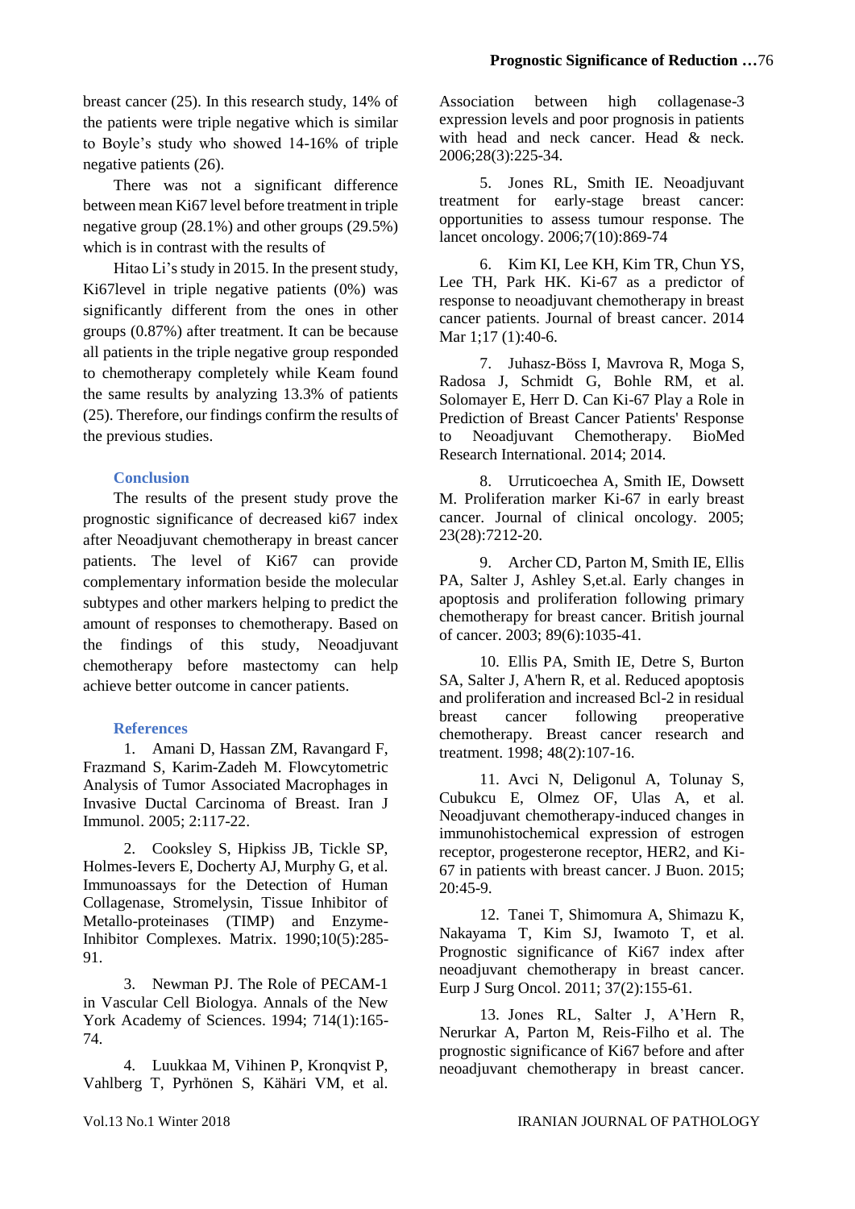breast cancer (25). In this research study, 14% of the patients were triple negative which is similar to Boyle's study who showed 14-16% of triple negative patients (26).

There was not a significant difference between mean Ki67 level before treatment in triple negative group (28.1%) and other groups (29.5%) which is in contrast with the results of

Hitao Li's study in 2015. In the present study, Ki67level in triple negative patients (0%) was significantly different from the ones in other groups (0.87%) after treatment. It can be because all patients in the triple negative group responded to chemotherapy completely while Keam found the same results by analyzing 13.3% of patients (25). Therefore, our findings confirm the results of the previous studies.

## Conclusion

The results of the present study prove the prognostic significance of decreased ki67 index after Neoadjuvant chemotherapy in breast cancer patients. The level of Ki67 can provide complementary information beside the molecular subtypes and other markers helping to predict the amount of responses to chemotherapy. Based on the findings of this study, Neoadjuvant chemotherapy before mastectomy can help achieve better outcome in cancer patients.

## References

1. Amani D, Hassan ZM, Ravangard F, Frazmand S, Karim-Zadeh M. Flowcytometric Analysis of Tumor Associated Macrophages in Invasive Ductal Carcinoma of Breast. Iran J Immunol. 2005; 2:117-22.

2. Cooksley S, Hipkiss JB, Tickle SP, Holmes-Ievers E, Docherty AJ, Murphy G, et al. Immunoassays for the Detection of Human Collagenase, Stromelysin, Tissue Inhibitor of Metallo-proteinases (TIMP) and Enzyme-Inhibitor Complexes. Matrix. 1990;10(5):285-91.

3. Newman PJ. The Role of PECAM-1 in Vascular Cell Biologya. Annals of the New York Academy of Sciences. 1994; 714(1):165-74.

4. Luukkaa M, Vihinen P, Kronqvist P, Vahlberg T, Pyrhönen S, Kähäri VM, et al. Association between high collagenase-3 expression levels and poor prognosis in patients with head and neck cancer. Head & neck. 2006;28(3):225-34.

5. Jones RL, Smith IE. Neoadjuvant treatment for early-stage breast cancer: opportunities to assess tumour response. The lancet oncology. 2006;7(10):869-74

6. Kim KI, Lee KH, Kim TR, Chun YS, Lee TH, Park HK. Ki-67 as a predictor of response to neoadjuvant chemotherapy in breast cancer patients. Journal of breast cancer. 2014 Mar 1;17 (1):40-6.

7. Juhasz-Böss I, Mavrova R, Moga S, Radosa J, Schmidt G, Bohle RM, et al. Solomayer E, Herr D. Can Ki-67 Play a Role in Prediction of Breast Cancer Patients' Response to Neoadjuvant Chemotherapy. BioMed Research International. 2014; 2014.

8. Urruticoechea A, Smith IE, Dowsett M. Proliferation marker Ki-67 in early breast cancer. Journal of clinical oncology. 2005; 23(28):7212-20.

9. Archer CD, Parton M, Smith IE, Ellis PA, Salter J, Ashley S,et.al. Early changes in apoptosis and proliferation following primary chemotherapy for breast cancer. British journal of cancer. 2003; 89(6):1035-41.

10. Ellis PA, Smith IE, Detre S, Burton SA, Salter J, A'hern R, et al. Reduced apoptosis and proliferation and increased Bcl-2 in residual breast cancer following preoperative chemotherapy. Breast cancer research and treatment. 1998; 48(2):107-16.

11. Avci N, Deligonul A, Tolunay S, Cubukcu E, Olmez OF, Ulas A, et al. Neoadjuvant chemotherapy-induced changes in immunohistochemical expression of estrogen receptor, progesterone receptor, HER2, and Ki-67 in patients with breast cancer. J Buon. 2015; 20:45-9.

12. Tanei T, Shimomura A, Shimazu K, Nakayama T, Kim SJ, Iwamoto T, et al. Prognostic significance of Ki67 index after neoadjuvant chemotherapy in breast cancer. Eurp J Surg Oncol. 2011; 37(2):155-61.

13. Jones RL, Salter J, A'Hern R, Nerurkar A, Parton M, Reis-Filho et al. The prognostic significance of Ki67 before and after neoadjuvant chemotherapy in breast cancer.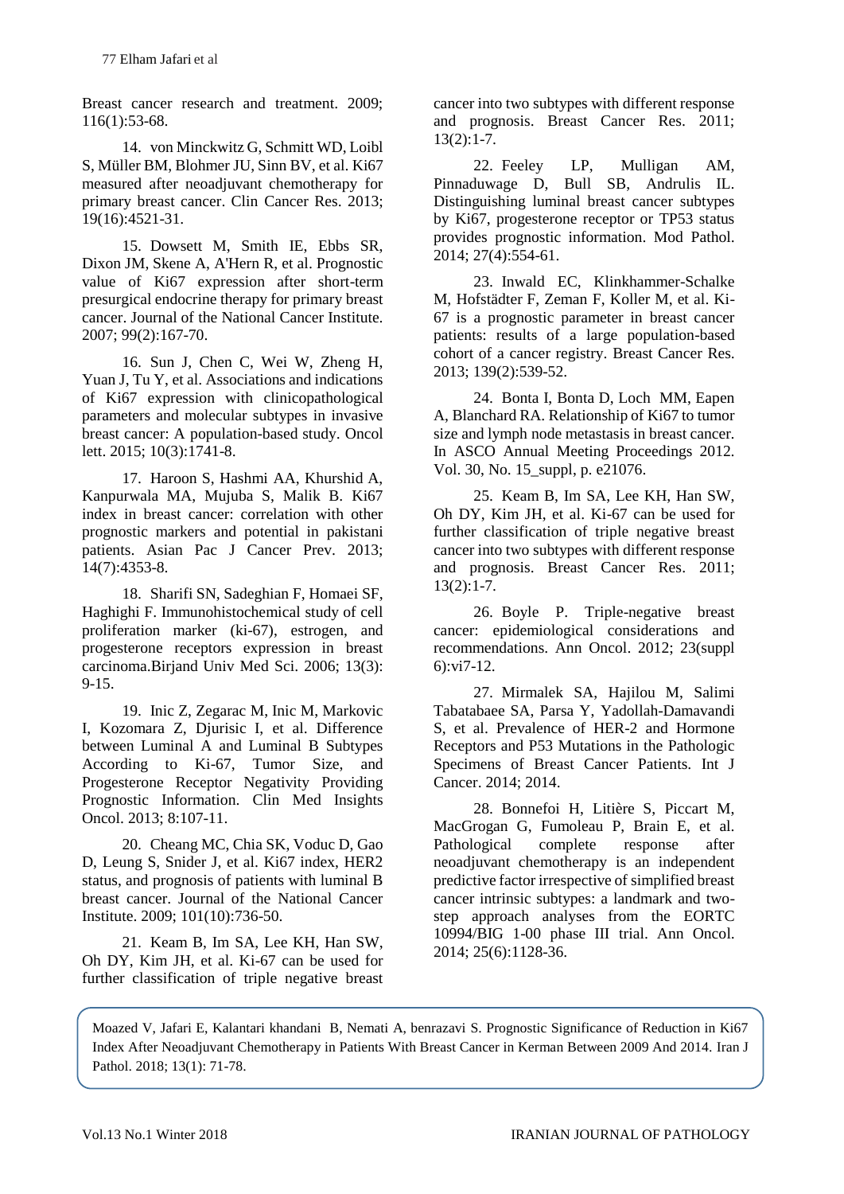Breast cancer research and treatment. 2009; 116(1):53-68.

14. von Minckwitz G, Schmitt WD, Loibl S, Müller BM, Blohmer JU, Sinn BV, et al. Ki67 measured after neoadjuvant chemotherapy for primary breast cancer. Clin Cancer Res. 2013; 19(16):4521-31.

15. Dowsett M, Smith IE, Ebbs SR, Dixon JM, Skene A, A'Hern R, et al. Prognostic value of Ki67 expression after short-term presurgical endocrine therapy for primary breast cancer. Journal of the National Cancer Institute. 2007; 99(2):167-70.

16. Sun J, Chen C, Wei W, Zheng H, Yuan J, Tu Y, et al. Associations and indications of Ki67 expression with clinicopathological parameters and molecular subtypes in invasive breast cancer: A population-based study. Oncol lett. 2015; 10(3):1741-8.

17. Haroon S, Hashmi AA, Khurshid A, Kanpurwala MA, Mujuba S, Malik B. Ki67 index in breast cancer: correlation with other prognostic markers and potential in pakistani patients. Asian Pac J Cancer Prev. 2013; 14(7):4353-8.

18. Sharifi SN, Sadeghian F, Homaei SF, Haghighi F. Immunohistochemical study of cell proliferation marker (ki-67), estrogen, and progesterone receptors expression in breast carcinoma.Birjand Univ Med Sci. 2006; 13(3): 9-15.

19. Inic Z, Zegarac M, Inic M, Markovic I, Kozomara Z, Djurisic I, et al. Difference between Luminal A and Luminal B Subtypes According to Ki-67, Tumor Size, and Progesterone Receptor Negativity Providing Prognostic Information. Clin Med Insights Oncol. 2013; 8:107-11.

20. Cheang MC, Chia SK, Voduc D, Gao D, Leung S, Snider J, et al. Ki67 index, HER2 status, and prognosis of patients with luminal B breast cancer. Journal of the National Cancer Institute. 2009; 101(10):736-50.

21. Keam B, Im SA, Lee KH, Han SW, Oh DY, Kim JH, et al. Ki-67 can be used for further classification of triple negative breast cancer into two subtypes with different response and prognosis. Breast Cancer Res. 2011; 13(2):1-7.

22. Feeley LP, Mulligan AM, Pinnaduwage D, Bull SB, Andrulis IL. Distinguishing luminal breast cancer subtypes by Ki67, progesterone receptor or TP53 status provides prognostic information. Mod Pathol. 2014; 27(4):554-61.

23. Inwald EC, Klinkhammer-Schalke M, Hofstädter F, Zeman F, Koller M, et al. Ki-67 is a prognostic parameter in breast cancer patients: results of a large population-based cohort of a cancer registry. Breast Cancer Res. 2013; 139(2):539-52.

24. Bonta I, Bonta D, Loch MM, Eapen A, Blanchard RA. Relationship of Ki67 to tumor size and lymph node metastasis in breast cancer. In ASCO Annual Meeting Proceedings 2012. Vol. 30, No. 15_suppl, p. e21076.

25. Keam B, Im SA, Lee KH, Han SW, Oh DY, Kim JH, et al. Ki-67 can be used for further classification of triple negative breast cancer into two subtypes with different response and prognosis. Breast Cancer Res. 2011; 13(2):1-7.

26. Boyle P. Triple-negative breast cancer: epidemiological considerations and recommendations. Ann Oncol. 2012; 23(suppl 6):vi7-12.

27. Mirmalek SA, Hajilou M, Salimi Tabatabaee SA, Parsa Y, Yadollah-Damavandi S, et al. Prevalence of HER-2 and Hormone Receptors and P53 Mutations in the Pathologic Specimens of Breast Cancer Patients. Int J Cancer. 2014; 2014.

28. Bonnefoi H, Litière S, Piccart M, MacGrogan G, Fumoleau P, Brain E, et al. Pathological complete response after neoadjuvant chemotherapy is an independent predictive factor irrespective of simplified breast cancer intrinsic subtypes: a landmark and two-step approach analyses from the EORTC 10994/BIG 1-00 phase III trial. Ann Oncol. 2014; 25(6):1128-36.

Moazed V, Jafari E, Kalantari khandani B, Nemati A, benrazavi S. Prognostic Significance of Reduction in Ki67 Index After Neoadjuvant Chemotherapy in Patients With Breast Cancer in Kerman Between 2009 And 2014. Iran J Pathol. 2018; 13(1): 71-78.